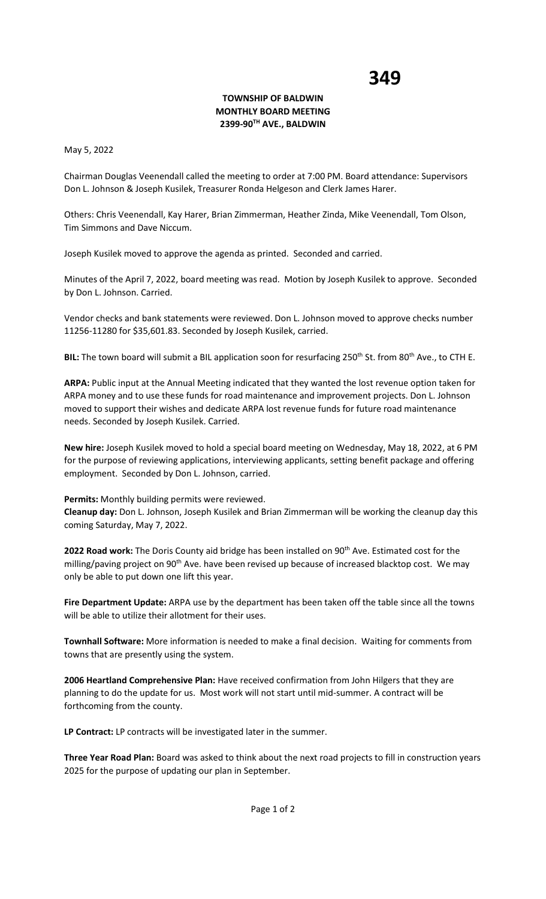# 349

**TOWNSHIP OF BALDWIN**
**MONTHLY BOARD MEETING**
**2399-90TH AVE., BALDWIN**

May 5, 2022

Chairman Douglas Veenendall called the meeting to order at 7:00 PM. Board attendance: Supervisors Don L. Johnson & Joseph Kusilek, Treasurer Ronda Helgeson and Clerk James Harer.

Others: Chris Veenendall, Kay Harer, Brian Zimmerman, Heather Zinda, Mike Veenendall, Tom Olson, Tim Simmons and Dave Niccum.

Joseph Kusilek moved to approve the agenda as printed. Seconded and carried.

Minutes of the April 7, 2022, board meeting was read. Motion by Joseph Kusilek to approve. Seconded by Don L. Johnson. Carried.

Vendor checks and bank statements were reviewed. Don L. Johnson moved to approve checks number 11256-11280 for $35,601.83. Seconded by Joseph Kusilek, carried.

**BIL:** The town board will submit a BIL application soon for resurfacing 250th St. from 80th Ave., to CTH E.

**ARPA:** Public input at the Annual Meeting indicated that they wanted the lost revenue option taken for ARPA money and to use these funds for road maintenance and improvement projects. Don L. Johnson moved to support their wishes and dedicate ARPA lost revenue funds for future road maintenance needs. Seconded by Joseph Kusilek. Carried.

**New hire:** Joseph Kusilek moved to hold a special board meeting on Wednesday, May 18, 2022, at 6 PM for the purpose of reviewing applications, interviewing applicants, setting benefit package and offering employment. Seconded by Don L. Johnson, carried.

**Permits:** Monthly building permits were reviewed.
**Cleanup day:** Don L. Johnson, Joseph Kusilek and Brian Zimmerman will be working the cleanup day this coming Saturday, May 7, 2022.

**2022 Road work:** The Doris County aid bridge has been installed on 90th Ave. Estimated cost for the milling/paving project on 90th Ave. have been revised up because of increased blacktop cost. We may only be able to put down one lift this year.

**Fire Department Update:** ARPA use by the department has been taken off the table since all the towns will be able to utilize their allotment for their uses.

**Townhall Software:** More information is needed to make a final decision. Waiting for comments from towns that are presently using the system.

**2006 Heartland Comprehensive Plan:** Have received confirmation from John Hilgers that they are planning to do the update for us. Most work will not start until mid-summer. A contract will be forthcoming from the county.

**LP Contract:** LP contracts will be investigated later in the summer.

**Three Year Road Plan:** Board was asked to think about the next road projects to fill in construction years 2025 for the purpose of updating our plan in September.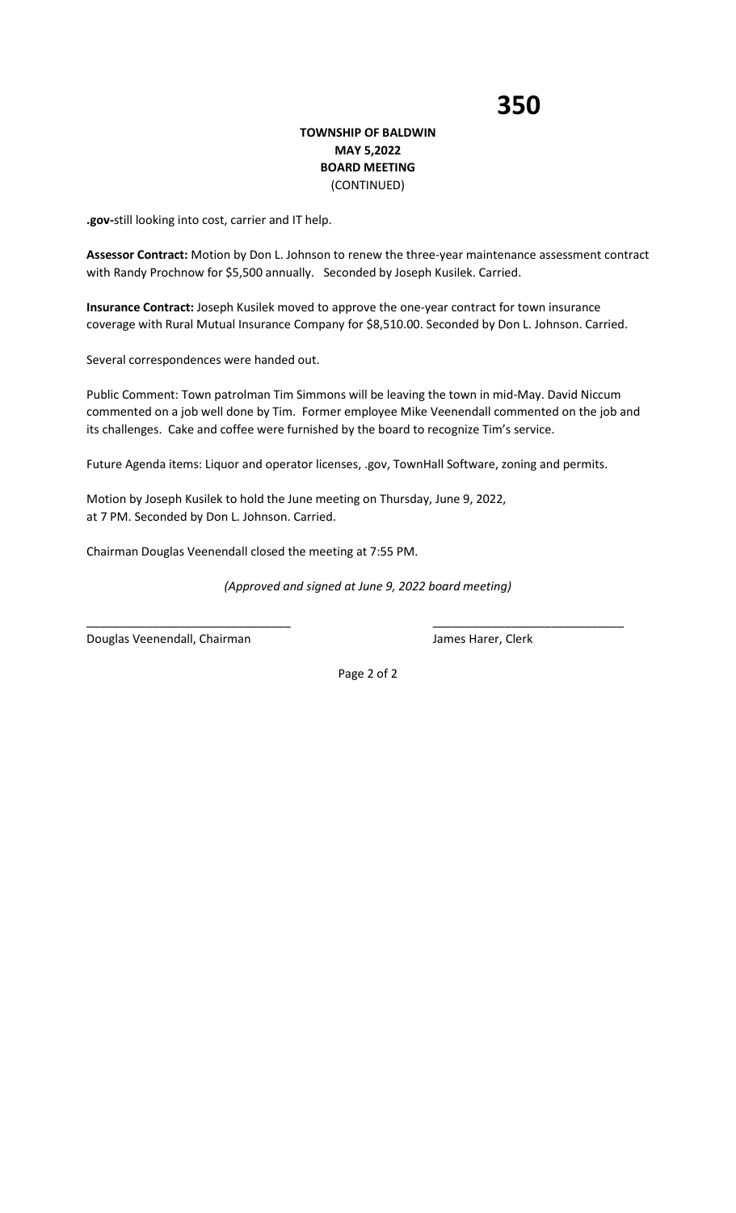**TOWNSHIP OF BALDWIN**
**MAY 5,2022**
**BOARD MEETING**
(CONTINUED)

**.gov-**still looking into cost, carrier and IT help.

**Assessor Contract:** Motion by Don L. Johnson to renew the three-year maintenance assessment contract with Randy Prochnow for $5,500 annually. Seconded by Joseph Kusilek. Carried.

**Insurance Contract:** Joseph Kusilek moved to approve the one-year contract for town insurance coverage with Rural Mutual Insurance Company for $8,510.00. Seconded by Don L. Johnson. Carried.

Several correspondences were handed out.

Public Comment: Town patrolman Tim Simmons will be leaving the town in mid-May. David Niccum commented on a job well done by Tim. Former employee Mike Veenendall commented on the job and its challenges. Cake and coffee were furnished by the board to recognize Tim's service.

Future Agenda items: Liquor and operator licenses, .gov, TownHall Software, zoning and permits.

Motion by Joseph Kusilek to hold the June meeting on Thursday, June 9, 2022, at 7 PM. Seconded by Don L. Johnson. Carried.

Chairman Douglas Veenendall closed the meeting at 7:55 PM.

*(Approved and signed at June 9, 2022 board meeting)*

______________________________ ______________________________

Douglas Veenendall, Chairman James Harer, Clerk